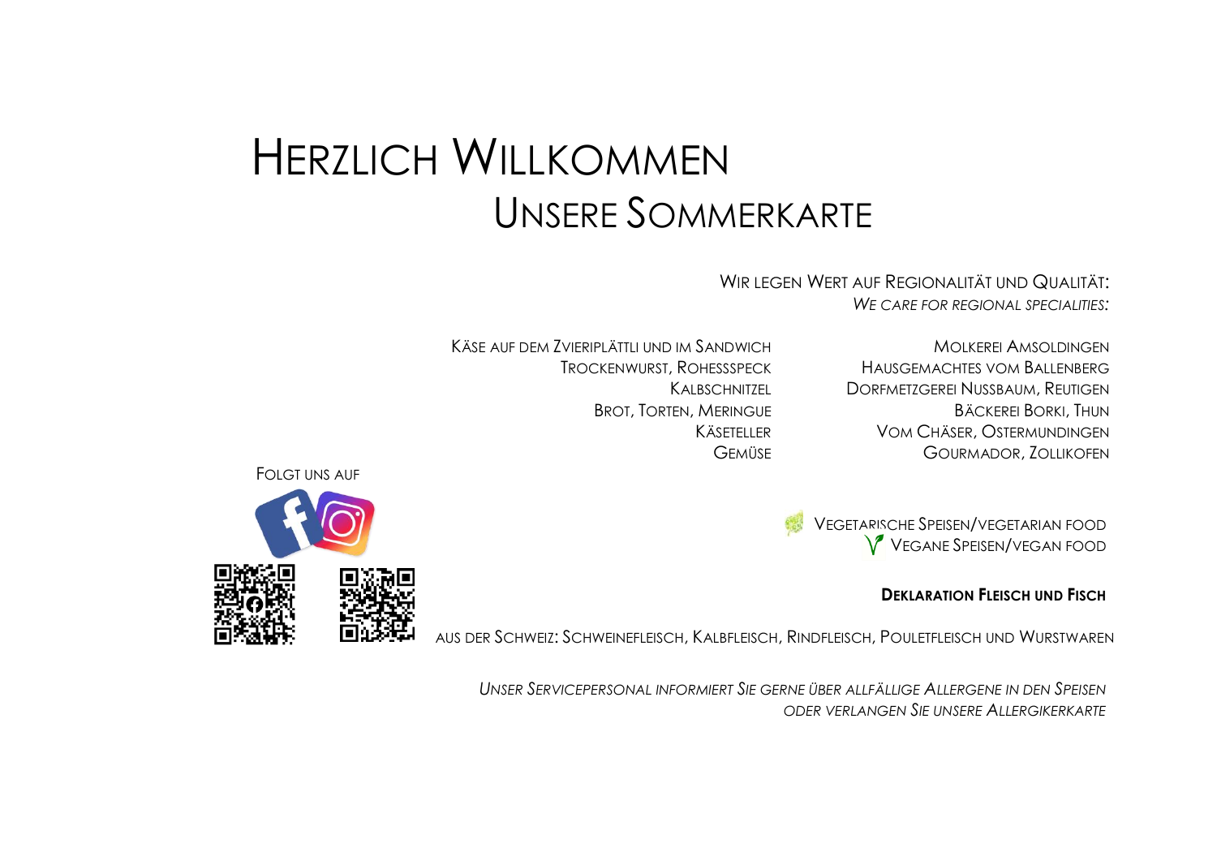# Herzlich Willkommen

## Unsere Sommerkarte

Wir legen Wert auf Regionalität und Qualität:
*We care for regional specialities:*

| | |
|---|---|
| Käse auf dem Zvieriplättli und im Sandwich | Molkerei Amsoldingen |
| Trockenwurst, Rohessspeck | Hausgemachtes vom Ballenberg |
| Kalbschnitzel | Dorfmetzgerei Nussbaum, Reutigen |
| Brot, Torten, Meringue | Bäckerei Borki, Thun |
| Käseteller | Vom Chäser, Ostermundingen |
| Gemüse | Gourmador, Zollikofen |

Folgt uns auf

Vegetarische Speisen/vegetarian food
Vegane Speisen/vegan food

**Deklaration Fleisch und Fisch**

Aus der Schweiz: Schweinefleisch, Kalbfleisch, Rindfleisch, Pouletfleisch und Wurstwaren

*Unser Servicepersonal informiert Sie gerne über allfällige Allergene in den Speisen oder verlangen Sie unsere Allergikerkarte*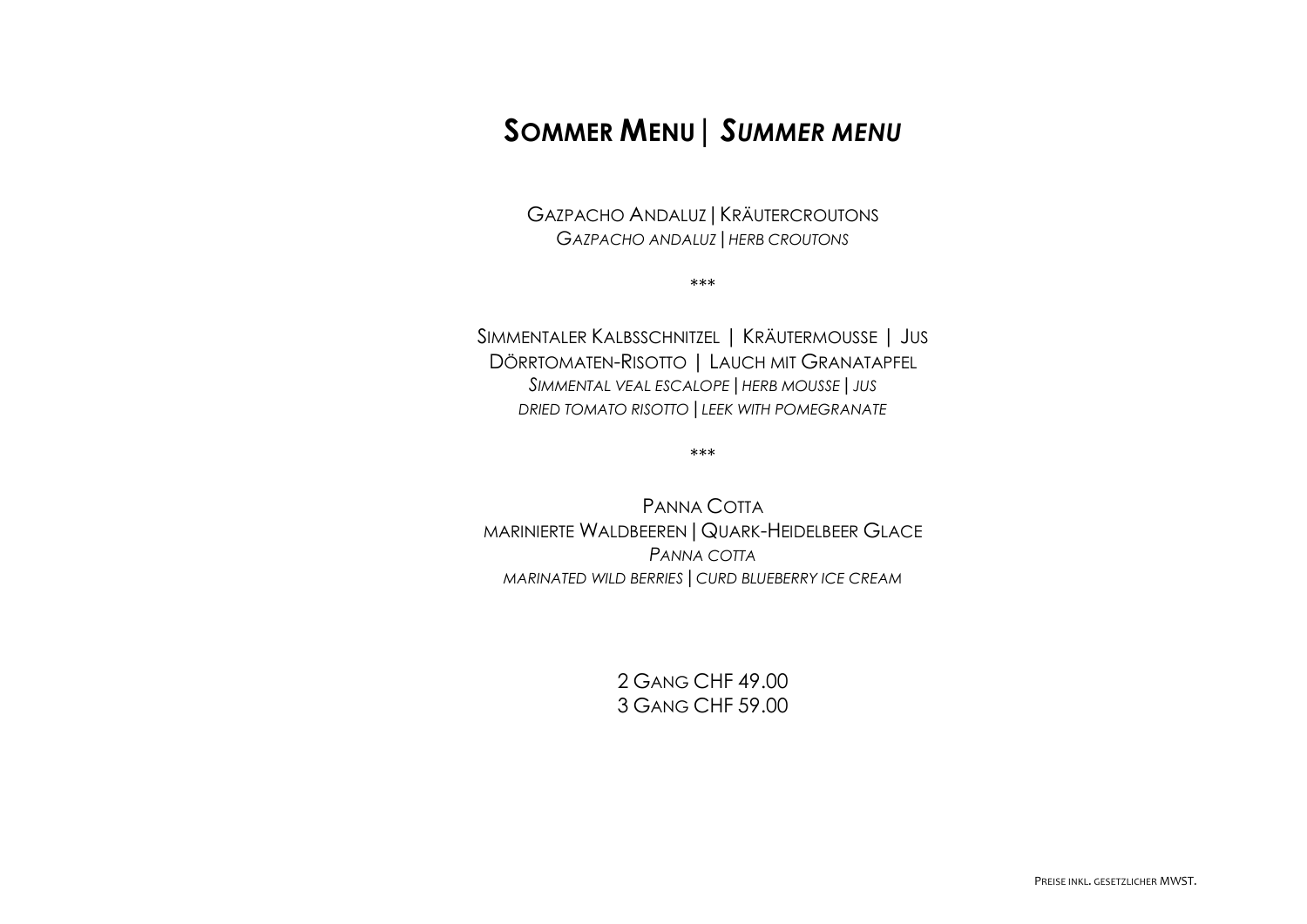# **Sommer Menu |** ***Summer menu***

Gazpacho Andaluz | Kräutercroutons
*Gazpacho andaluz | herb croutons*

\*\*\*

Simmentaler Kalbsschnitzel | Kräutermousse | Jus
Dörrtomaten-Risotto | Lauch mit Granatapfel
*Simmental veal escalope | herb mousse | jus*
*dried tomato risotto | leek with pomegranate*

\*\*\*

Panna Cotta
marinierte Waldbeeren | Quark-Heidelbeer Glace
*Panna cotta*
*marinated wild berries | curd blueberry ice cream*

2 Gang CHF 49.00
3 Gang CHF 59.00

Preise inkl. gesetzlicher MWST.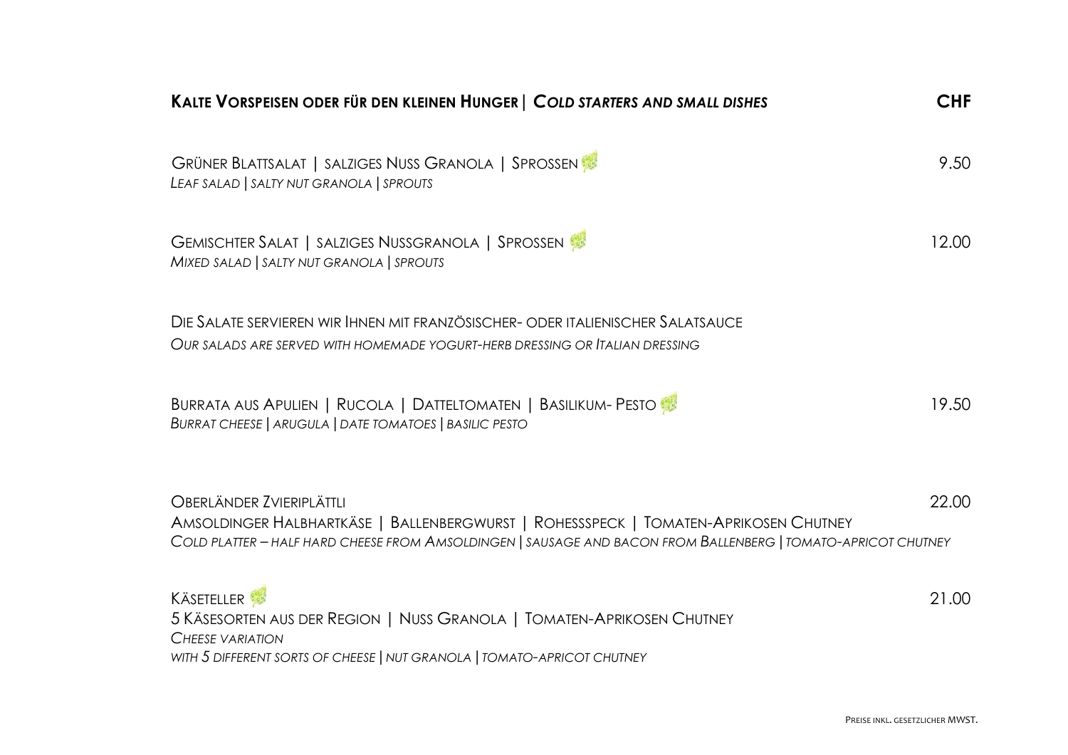## **Kalte Vorspeisen oder für den kleinen Hunger** | ***Cold starters and small dishes*** — **CHF**

Grüner Blattsalat | salziges Nuss Granola | Sprossen — 9.50
*Leaf salad | salty nut granola | sprouts*

Gemischter Salat | salziges Nussgranola | Sprossen — 12.00
*Mixed salad | salty nut granola | sprouts*

Die Salate servieren wir Ihnen mit französischer- oder italienischer Salatsauce
*Our salads are served with homemade yogurt-herb dressing or Italian dressing*

Burrata aus Apulien | Rucola | Datteltomaten | Basilikum- Pesto — 19.50
*Burrat cheese | arugula | date tomatoes | basilic pesto*

Oberländer Zvieriplättli — 22.00
Amsoldinger Halbhartkäse | Ballenbergwurst | Rohessspeck | Tomaten-Aprikosen Chutney
*Cold platter – half hard cheese from Amsoldingen | sausage and bacon from Ballenberg | tomato-apricot chutney*

Käseteller — 21.00
5 Käsesorten aus der Region | Nuss Granola | Tomaten-Aprikosen Chutney
*Cheese variation*
*with 5 different sorts of cheese | nut granola | tomato-apricot chutney*

Preise inkl. gesetzlicher MWST.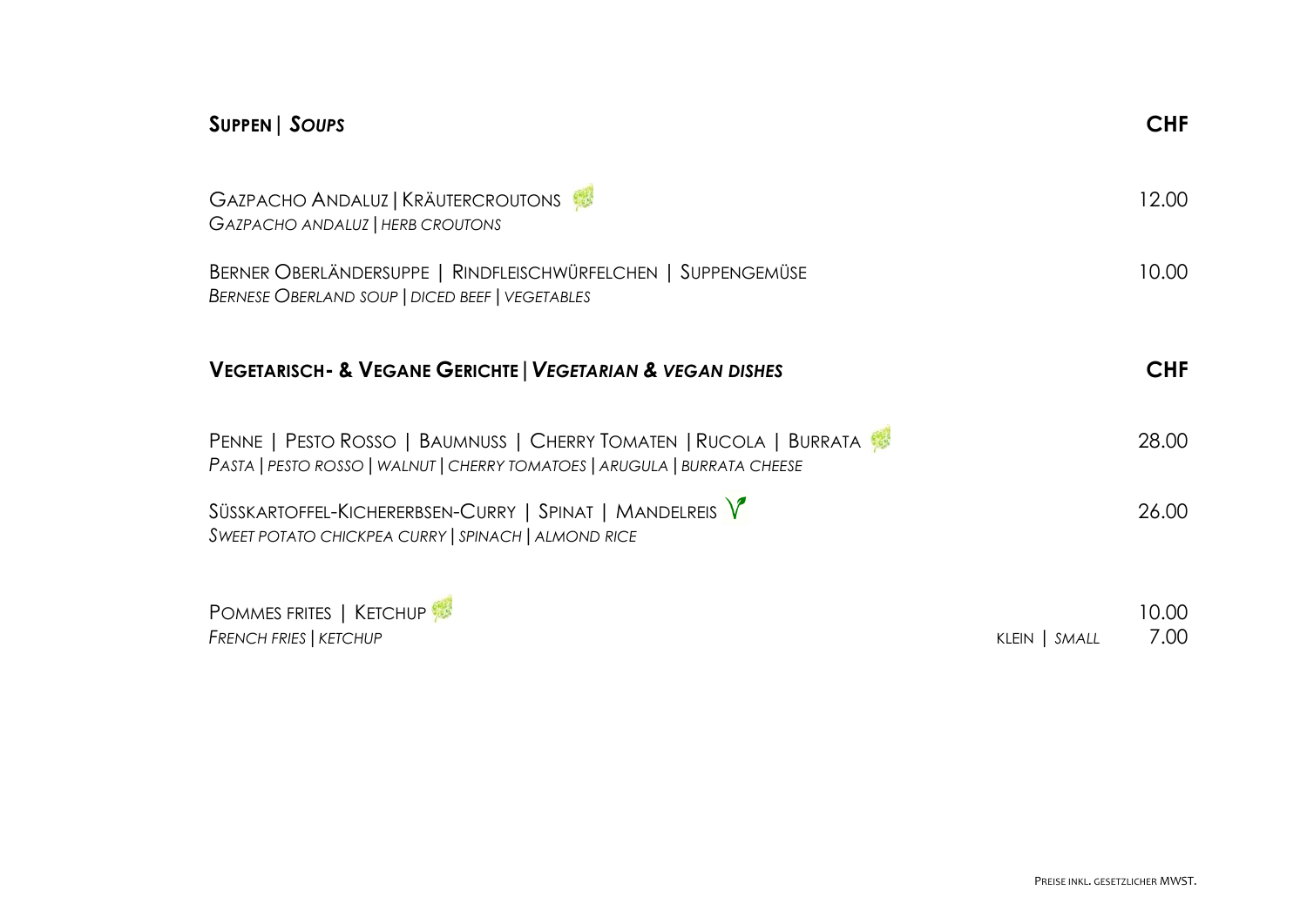## **Suppen** | ***Soups*** — CHF

Gazpacho Andaluz | Kräutercroutons — 12.00
*Gazpacho andaluz | herb croutons*

Berner Oberländersuppe | Rindfleischwürfelchen | Suppengemüse — 10.00
*Bernese Oberland soup | diced beef | vegetables*

## **Vegetarisch- & Vegane Gerichte** | ***Vegetarian & vegan dishes*** — CHF

Penne | Pesto Rosso | Baumnuss | Cherry Tomaten | Rucola | Burrata — 28.00
*Pasta | pesto rosso | walnut | cherry tomatoes | arugula | burrata cheese*

Süsskartoffel-Kichererbsen-Curry | Spinat | Mandelreis V — 26.00
*Sweet potato chickpea curry | spinach | almond rice*

Pommes frites | Ketchup — 10.00
*French fries | ketchup* — klein | *small* — 7.00

Preise inkl. gesetzlicher MWST.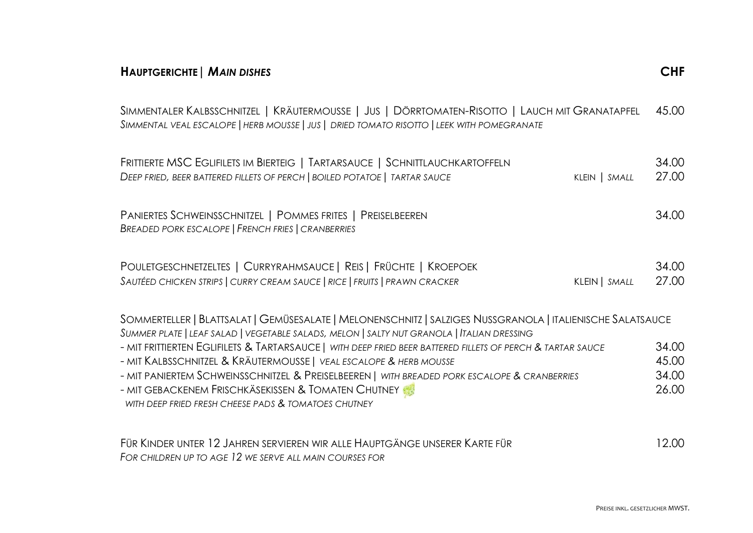## **Hauptgerichte** | ***Main dishes***

**CHF**

Simmentaler Kalbsschnitzel | Kräutermousse | Jus | Dörrtomaten-Risotto | Lauch mit Granatapfel — 45.00
*Simmental veal escalope | herb mousse | jus | dried tomato risotto | leek with pomegranate*

Frittierte MSC Eglifilets im Bierteig | Tartarsauce | Schnittlauchkartoffeln — 34.00
*Deep fried, beer battered fillets of perch | boiled potatoe | tartar sauce* — klein | *small* — 27.00

Paniertes Schweinsschnitzel | Pommes frites | Preiselbeeren — 34.00
*Breaded pork escalope | French fries | cranberries*

Pouletgeschnetzeltes | Curryrahmsauce | Reis | Früchte | Kroepoek — 34.00
*Sautéed chicken strips | curry cream sauce | rice | fruits | prawn cracker* — klein | *small* — 27.00

Sommerteller | Blattsalat | Gemüsesalate | Melonenschnitz | salziges Nussgranola | italienische Salatsauce
*Summer plate | leaf salad | vegetable salads, melon | salty nut granola | Italian dressing*

- mit frittierten Eglifilets & Tartarsauce | *with deep fried beer battered fillets of perch & tartar sauce* — 34.00
- mit Kalbsschnitzel & Kräutermousse | *veal escalope & herb mousse* — 45.00
- mit paniertem Schweinsschnitzel & Preiselbeeren | *with breaded pork escalope & cranberries* — 34.00
- mit gebackenem Frischkäsekissen & Tomaten Chutney — 26.00
  *with deep fried fresh cheese pads & tomatoes chutney*

Für Kinder unter 12 Jahren servieren wir alle Hauptgänge unserer Karte für — 12.00
*For children up to age 12 we serve all main courses for*

Preise inkl. gesetzlicher MWST.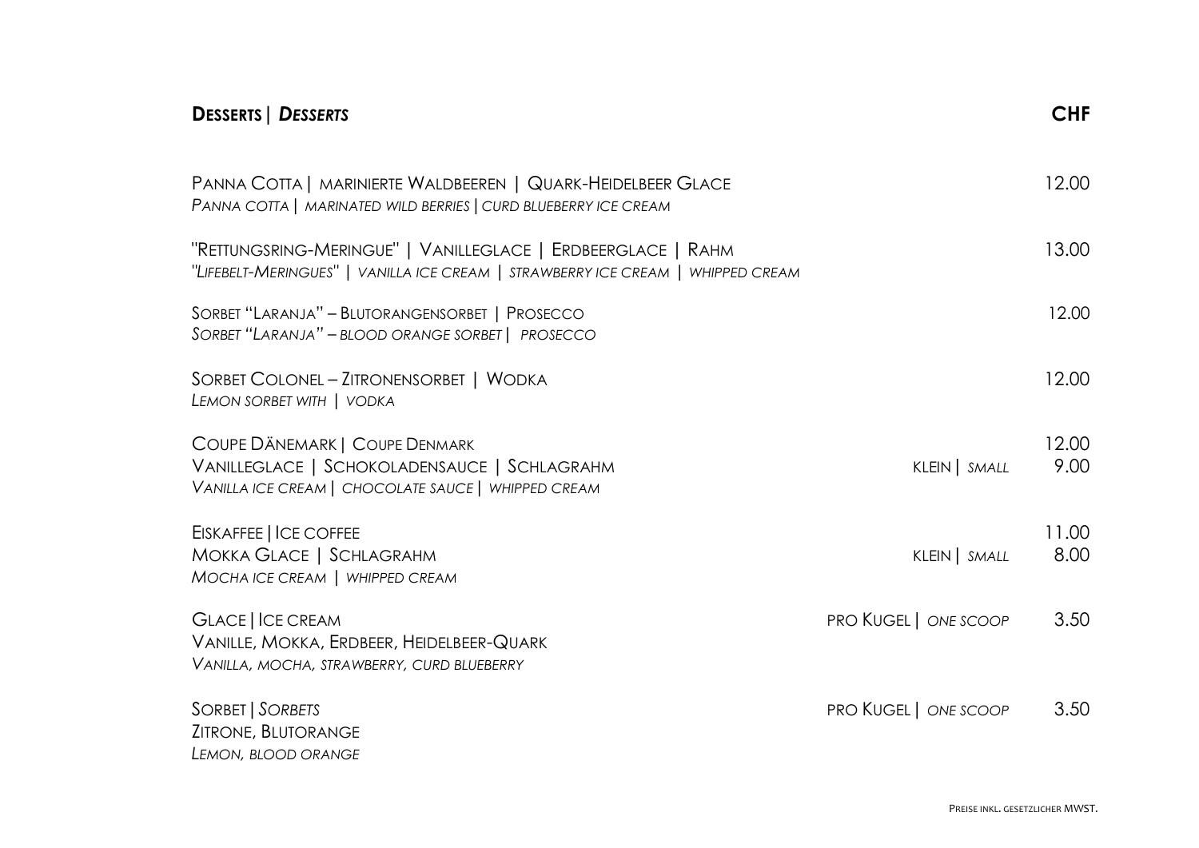## **Desserts** | ***Desserts*** — CHF

Panna Cotta | marinierte Waldbeeren | Quark-Heidelbeer Glace — 12.00
*Panna cotta | marinated wild berries | curd blueberry ice cream*

"Rettungsring-Meringue" | Vanilleglace | Erdbeerglace | Rahm — 13.00
*"Lifebelt-Meringues" | vanilla ice cream | strawberry ice cream | whipped cream*

Sorbet "Laranja" – Blutorangensorbet | Prosecco — 12.00
*Sorbet "Laranja" – blood orange sorbet | prosecco*

Sorbet Colonel – Zitronensorbet | Wodka — 12.00
*Lemon sorbet with | vodka*

Coupe Dänemark | Coupe Denmark — 12.00
Vanilleglace | Schokoladensauce | Schlagrahm — klein | *small* — 9.00
*Vanilla ice cream | chocolate sauce | whipped cream*

Eiskaffee | Ice coffee — 11.00
Mokka Glace | Schlagrahm — klein | *small* — 8.00
*Mocha ice cream | whipped cream*

Glace | Ice cream — pro Kugel | *one scoop* — 3.50
Vanille, Mokka, Erdbeer, Heidelbeer-Quark
*Vanilla, mocha, strawberry, curd blueberry*

Sorbet | *Sorbets* — pro Kugel | *one scoop* — 3.50
Zitrone, Blutorange
*Lemon, blood orange*

Preise inkl. gesetzlicher MWST.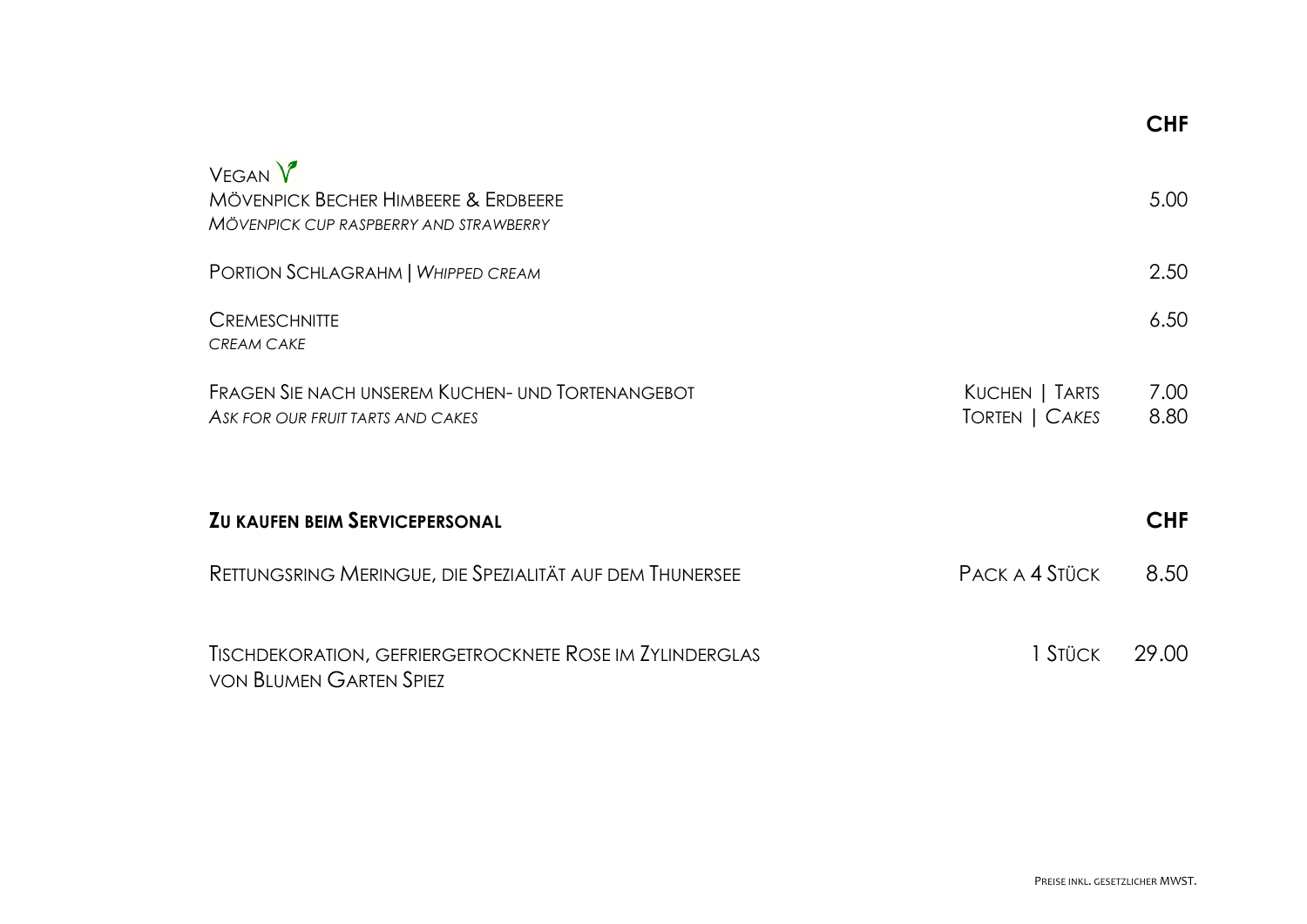| | | CHF |
|---|---|---|
| VEGAN<br>MÖVENPICK BECHER HIMBEERE & ERDBEERE<br>*MÖVENPICK CUP RASPBERRY AND STRAWBERRY* | | 5.00 |
| PORTION SCHLAGRAHM \| *WHIPPED CREAM* | | 2.50 |
| CREMESCHNITTE<br>*CREAM CAKE* | | 6.50 |
| FRAGEN SIE NACH UNSEREM KUCHEN- UND TORTENANGEBOT<br>*ASK FOR OUR FRUIT TARTS AND CAKES* | KUCHEN \| TARTS<br>TORTEN \| *CAKES* | 7.00<br>8.80 |

| **ZU KAUFEN BEIM SERVICEPERSONAL** | | **CHF** |
|---|---|---|
| RETTUNGSRING MERINGUE, DIE SPEZIALITÄT AUF DEM THUNERSEE | PACK A 4 STÜCK | 8.50 |
| TISCHDEKORATION, GEFRIERGETROCKNETE ROSE IM ZYLINDERGLAS VON BLUMEN GARTEN SPIEZ | 1 STÜCK | 29.00 |

PREISE INKL. GESETZLICHER MWST.